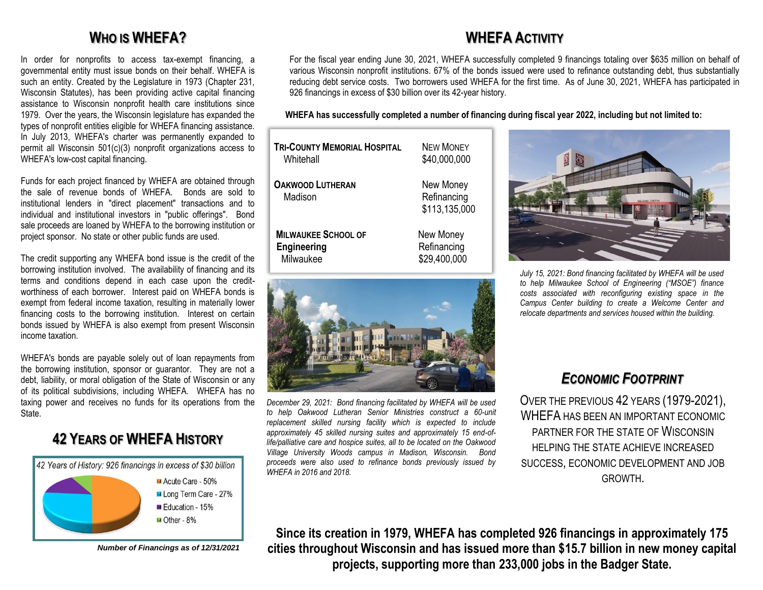## Who is WHEFA?

In order for nonprofits to access tax-exempt financing, a governmental entity must issue bonds on their behalf. WHEFA is such an entity. Created by the Legislature in 1973 (Chapter 231, Wisconsin Statutes), has been providing active capital financing assistance to Wisconsin nonprofit health care institutions since 1979. Over the years, the Wisconsin legislature has expanded the types of nonprofit entities eligible for WHEFA financing assistance. In July 2013, WHEFA's charter was permanently expanded to permit all Wisconsin 501(c)(3) nonprofit organizations access to WHEFA's low-cost capital financing.

Funds for each project financed by WHEFA are obtained through the sale of revenue bonds of WHEFA. Bonds are sold to institutional lenders in "direct placement" transactions and to individual and institutional investors in "public offerings". Bond sale proceeds are loaned by WHEFA to the borrowing institution or project sponsor. No state or other public funds are used.

The credit supporting any WHEFA bond issue is the credit of the borrowing institution involved. The availability of financing and its terms and conditions depend in each case upon the credit-worthiness of each borrower. Interest paid on WHEFA bonds is exempt from federal income taxation, resulting in materially lower financing costs to the borrowing institution. Interest on certain bonds issued by WHEFA is also exempt from present Wisconsin income taxation.

WHEFA's bonds are payable solely out of loan repayments from the borrowing institution, sponsor or guarantor. They are not a debt, liability, or moral obligation of the State of Wisconsin or any of its political subdivisions, including WHEFA. WHEFA has no taxing power and receives no funds for its operations from the State.

## 42 Years of WHEFA History

*42 Years of History: 926 financings in excess of $30 billion*

- Acute Care - 50%
- Long Term Care - 27%
- Education - 15%
- Other - 8%

***Number of Financings as of 12/31/2021***

## WHEFA Activity

For the fiscal year ending June 30, 2021, WHEFA successfully completed 9 financings totaling over $635 million on behalf of various Wisconsin nonprofit institutions. 67% of the bonds issued were used to refinance outstanding debt, thus substantially reducing debt service costs. Two borrowers used WHEFA for the first time. As of June 30, 2021, WHEFA has participated in 926 financings in excess of $30 billion over its 42-year history.

**WHEFA has successfully completed a number of financing during fiscal year 2022, including but not limited to:**

| Borrower | Type / Amount |
|---|---|
| **Tri-County Memorial Hospital** Whitehall | New Money $40,000,000 |
| **Oakwood Lutheran** Madison | New Money Refinancing $113,135,000 |
| **Milwaukee School of Engineering** Milwaukee | New Money Refinancing $29,400,000 |

*July 15, 2021: Bond financing facilitated by WHEFA will be used to help Milwaukee School of Engineering ("MSOE") finance costs associated with reconfiguring existing space in the Campus Center building to create a Welcome Center and relocate departments and services housed within the building.*

*December 29, 2021: Bond financing facilitated by WHEFA will be used to help Oakwood Lutheran Senior Ministries construct a 60-unit replacement skilled nursing facility which is expected to include approximately 45 skilled nursing suites and approximately 15 end-of-life/palliative care and hospice suites, all to be located on the Oakwood Village University Woods campus in Madison, Wisconsin. Bond proceeds were also used to refinance bonds previously issued by WHEFA in 2016 and 2018.*

## *Economic Footprint*

Over the previous 42 years (1979-2021), WHEFA has been an important economic partner for the State of Wisconsin helping the state achieve increased success, economic development and job growth.

**Since its creation in 1979, WHEFA has completed 926 financings in approximately 175 cities throughout Wisconsin and has issued more than $15.7 billion in new money capital projects, supporting more than 233,000 jobs in the Badger State.**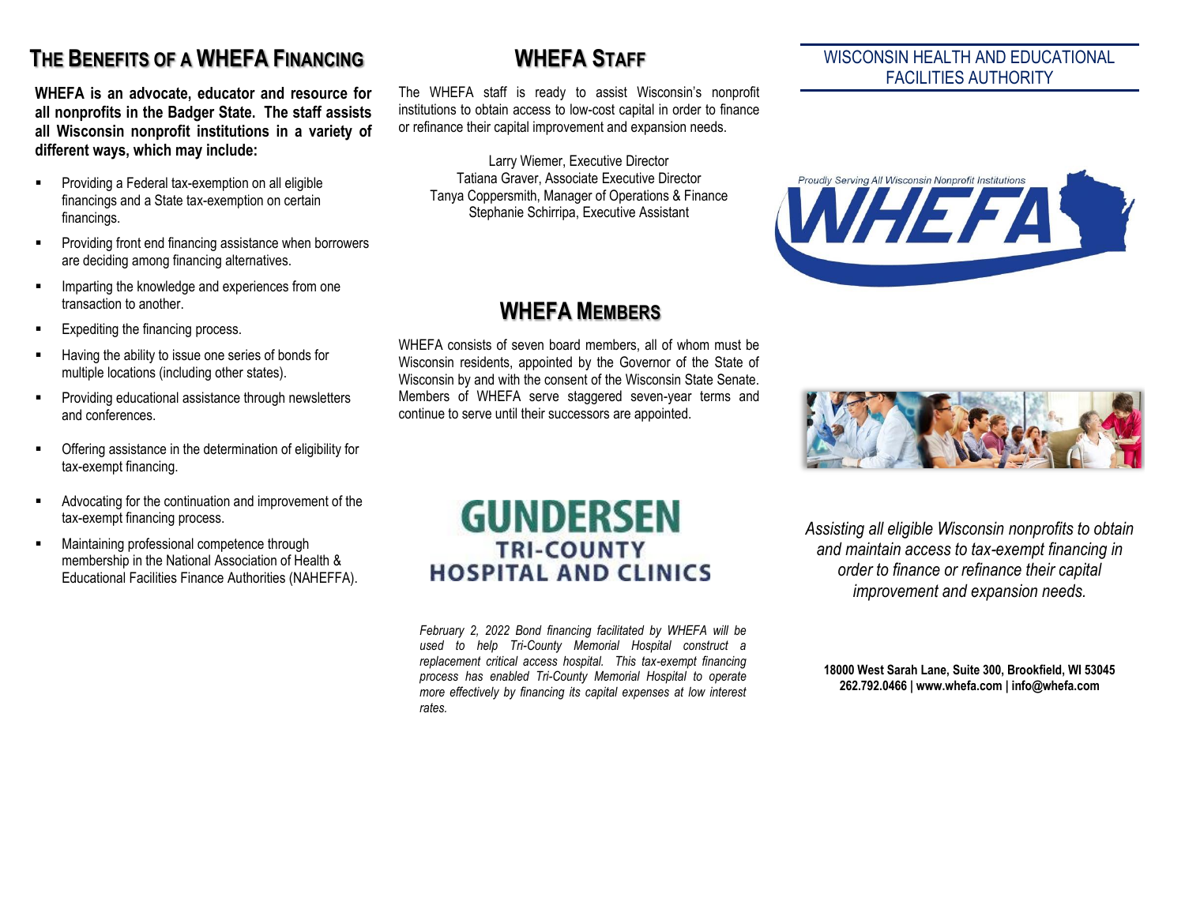## The Benefits of a WHEFA Financing

**WHEFA is an advocate, educator and resource for all nonprofits in the Badger State. The staff assists all Wisconsin nonprofit institutions in a variety of different ways, which may include:**

- Providing a Federal tax-exemption on all eligible financings and a State tax-exemption on certain financings.
- Providing front end financing assistance when borrowers are deciding among financing alternatives.
- Imparting the knowledge and experiences from one transaction to another.
- Expediting the financing process.
- Having the ability to issue one series of bonds for multiple locations (including other states).
- Providing educational assistance through newsletters and conferences.
- Offering assistance in the determination of eligibility for tax-exempt financing.
- Advocating for the continuation and improvement of the tax-exempt financing process.
- Maintaining professional competence through membership in the National Association of Health & Educational Facilities Finance Authorities (NAHEFFA).

## WHEFA Staff

The WHEFA staff is ready to assist Wisconsin's nonprofit institutions to obtain access to low-cost capital in order to finance or refinance their capital improvement and expansion needs.

Larry Wiemer, Executive Director
Tatiana Graver, Associate Executive Director
Tanya Coppersmith, Manager of Operations & Finance
Stephanie Schirripa, Executive Assistant

## WHEFA Members

WHEFA consists of seven board members, all of whom must be Wisconsin residents, appointed by the Governor of the State of Wisconsin by and with the consent of the Wisconsin State Senate. Members of WHEFA serve staggered seven-year terms and continue to serve until their successors are appointed.

GUNDERSEN
TRI-COUNTY
HOSPITAL AND CLINICS

*February 2, 2022 Bond financing facilitated by WHEFA will be used to help Tri-County Memorial Hospital construct a replacement critical access hospital. This tax-exempt financing process has enabled Tri-County Memorial Hospital to operate more effectively by financing its capital expenses at low interest rates.*

WISCONSIN HEALTH AND EDUCATIONAL FACILITIES AUTHORITY

Proudly Serving All Wisconsin Nonprofit Institutions
WHEFA

*Assisting all eligible Wisconsin nonprofits to obtain and maintain access to tax-exempt financing in order to finance or refinance their capital improvement and expansion needs.*

**18000 West Sarah Lane, Suite 300, Brookfield, WI 53045**
**262.792.0466 | www.whefa.com | info@whefa.com**